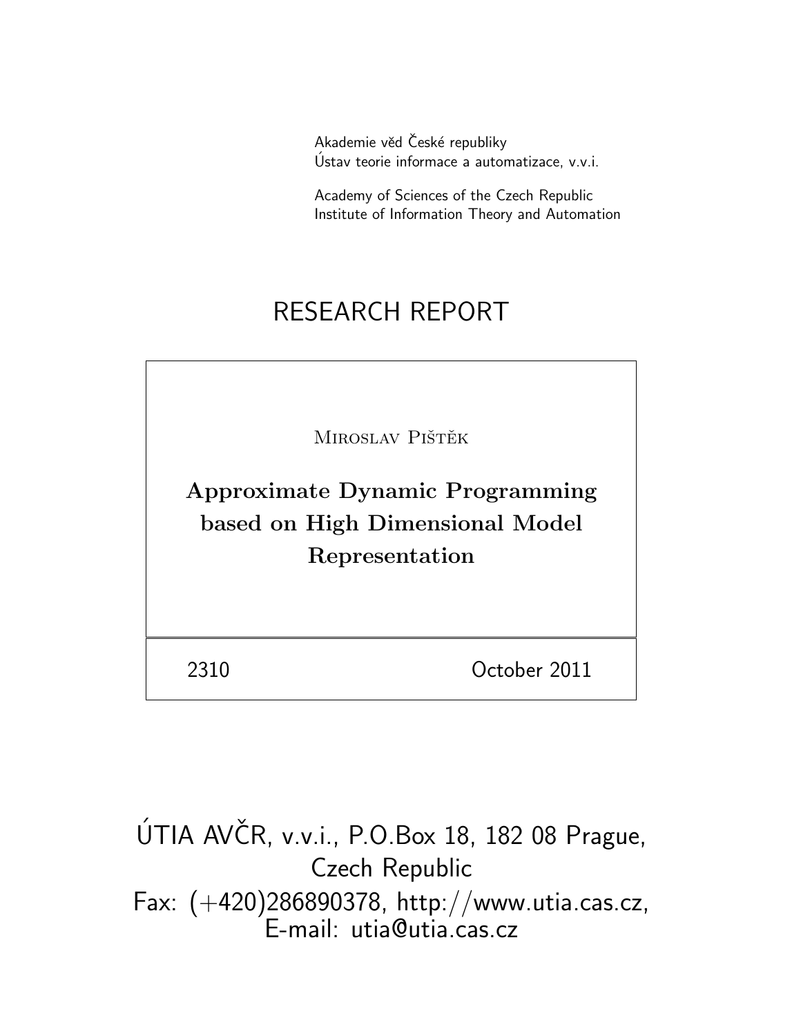Akademie věd České republiky
Ústav teorie informace a automatizace, v.v.i.

Academy of Sciences of the Czech Republic
Institute of Information Theory and Automation

# RESEARCH REPORT

Miroslav Pištěk

**Approximate Dynamic Programming based on High Dimensional Model Representation**

2310 October 2011

ÚTIA AVČR, v.v.i., P.O.Box 18, 182 08 Prague, Czech Republic
Fax: (+420)286890378, http://www.utia.cas.cz, E-mail: utia@utia.cas.cz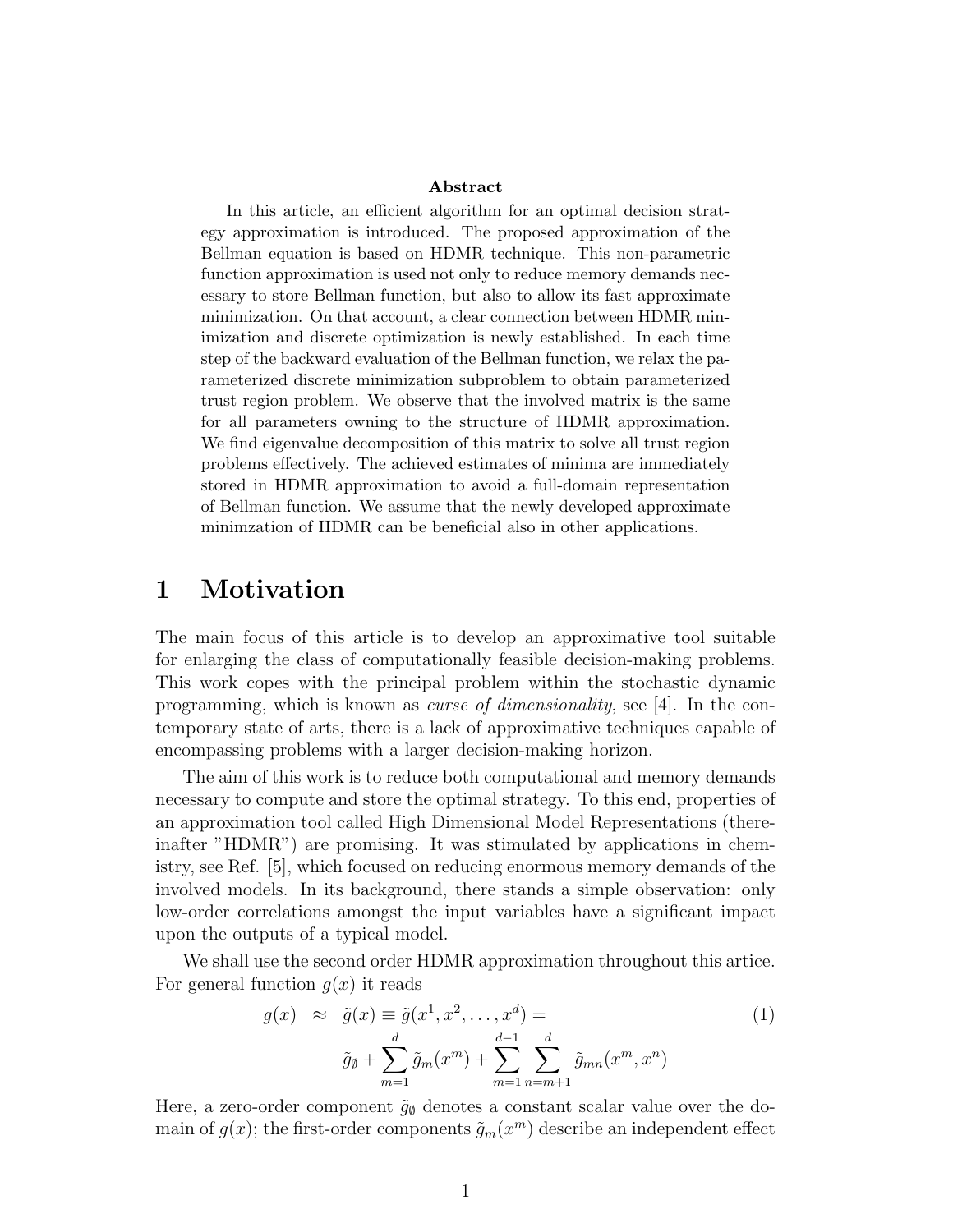**Abstract**

In this article, an efficient algorithm for an optimal decision strategy approximation is introduced. The proposed approximation of the Bellman equation is based on HDMR technique. This non-parametric function approximation is used not only to reduce memory demands necessary to store Bellman function, but also to allow its fast approximate minimization. On that account, a clear connection between HDMR minimization and discrete optimization is newly established. In each time step of the backward evaluation of the Bellman function, we relax the parameterized discrete minimization subproblem to obtain parameterized trust region problem. We observe that the involved matrix is the same for all parameters owning to the structure of HDMR approximation. We find eigenvalue decomposition of this matrix to solve all trust region problems effectively. The achieved estimates of minima are immediately stored in HDMR approximation to avoid a full-domain representation of Bellman function. We assume that the newly developed approximate minimzation of HDMR can be beneficial also in other applications.

# 1 Motivation

The main focus of this article is to develop an approximative tool suitable for enlarging the class of computationally feasible decision-making problems. This work copes with the principal problem within the stochastic dynamic programming, which is known as *curse of dimensionality*, see [4]. In the contemporary state of arts, there is a lack of approximative techniques capable of encompassing problems with a larger decision-making horizon.

The aim of this work is to reduce both computational and memory demands necessary to compute and store the optimal strategy. To this end, properties of an approximation tool called High Dimensional Model Representations (thereinafter "HDMR") are promising. It was stimulated by applications in chemistry, see Ref. [5], which focused on reducing enormous memory demands of the involved models. In its background, there stands a simple observation: only low-order correlations amongst the input variables have a significant impact upon the outputs of a typical model.

We shall use the second order HDMR approximation throughout this article. For general function $g(x)$ it reads

$$g(x) \approx \tilde{g}(x) \equiv \tilde{g}(x^1, x^2, \ldots, x^d) = \tilde{g}_\emptyset + \sum_{m=1}^{d} \tilde{g}_m(x^m) + \sum_{m=1}^{d-1} \sum_{n=m+1}^{d} \tilde{g}_{mn}(x^m, x^n) \tag{1}$$

Here, a zero-order component $\tilde{g}_\emptyset$ denotes a constant scalar value over the domain of $g(x)$; the first-order components $\tilde{g}_m(x^m)$ describe an independent effect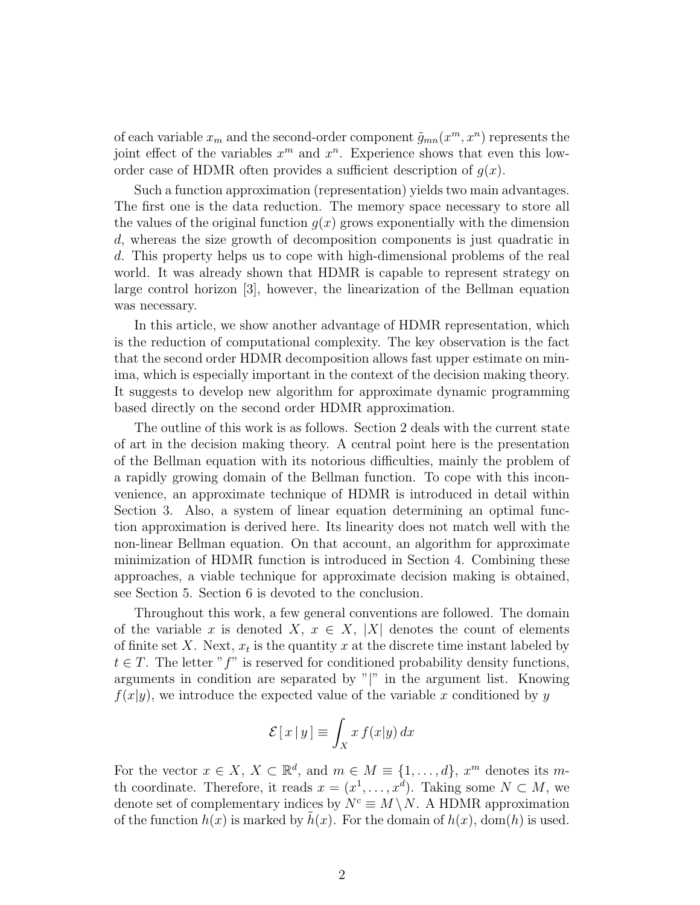of each variable $x_m$ and the second-order component $\tilde{g}_{mn}(x^m, x^n)$ represents the joint effect of the variables $x^m$ and $x^n$. Experience shows that even this low-order case of HDMR often provides a sufficient description of $g(x)$.

Such a function approximation (representation) yields two main advantages. The first one is the data reduction. The memory space necessary to store all the values of the original function $g(x)$ grows exponentially with the dimension $d$, whereas the size growth of decomposition components is just quadratic in $d$. This property helps us to cope with high-dimensional problems of the real world. It was already shown that HDMR is capable to represent strategy on large control horizon [3], however, the linearization of the Bellman equation was necessary.

In this article, we show another advantage of HDMR representation, which is the reduction of computational complexity. The key observation is the fact that the second order HDMR decomposition allows fast upper estimate on minima, which is especially important in the context of the decision making theory. It suggests to develop new algorithm for approximate dynamic programming based directly on the second order HDMR approximation.

The outline of this work is as follows. Section 2 deals with the current state of art in the decision making theory. A central point here is the presentation of the Bellman equation with its notorious difficulties, mainly the problem of a rapidly growing domain of the Bellman function. To cope with this inconvenience, an approximate technique of HDMR is introduced in detail within Section 3. Also, a system of linear equation determining an optimal function approximation is derived here. Its linearity does not match well with the non-linear Bellman equation. On that account, an algorithm for approximate minimization of HDMR function is introduced in Section 4. Combining these approaches, a viable technique for approximate decision making is obtained, see Section 5. Section 6 is devoted to the conclusion.

Throughout this work, a few general conventions are followed. The domain of the variable $x$ is denoted $X$, $x \in X$, $|X|$ denotes the count of elements of finite set $X$. Next, $x_t$ is the quantity $x$ at the discrete time instant labeled by $t \in T$. The letter "$f$" is reserved for conditioned probability density functions, arguments in condition are separated by "$|$" in the argument list. Knowing $f(x|y)$, we introduce the expected value of the variable $x$ conditioned by $y$

$$\mathcal{E}\,[\, x \,|\, y \,] \equiv \int_X x\, f(x|y)\, dx$$

For the vector $x \in X$, $X \subset \mathbb{R}^d$, and $m \in M \equiv \{1, \ldots, d\}$, $x^m$ denotes its $m$-th coordinate. Therefore, it reads $x = (x^1, \ldots, x^d)$. Taking some $N \subset M$, we denote set of complementary indices by $N^c \equiv M \setminus N$. A HDMR approximation of the function $h(x)$ is marked by $\tilde{h}(x)$. For the domain of $h(x)$, $\mathrm{dom}(h)$ is used.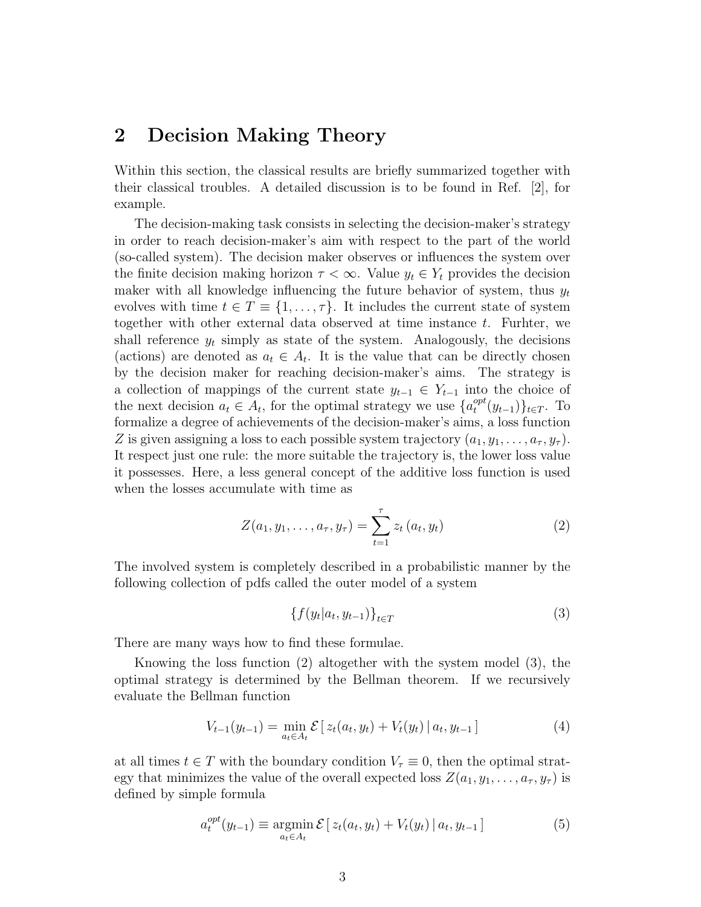## 2 Decision Making Theory

Within this section, the classical results are briefly summarized together with their classical troubles. A detailed discussion is to be found in Ref. [2], for example.

The decision-making task consists in selecting the decision-maker's strategy in order to reach decision-maker's aim with respect to the part of the world (so-called system). The decision maker observes or influences the system over the finite decision making horizon $\tau < \infty$. Value $y_t \in Y_t$ provides the decision maker with all knowledge influencing the future behavior of system, thus $y_t$ evolves with time $t \in T \equiv \{1, \ldots, \tau\}$. It includes the current state of system together with other external data observed at time instance $t$. Furhter, we shall reference $y_t$ simply as state of the system. Analogously, the decisions (actions) are denoted as $a_t \in A_t$. It is the value that can be directly chosen by the decision maker for reaching decision-maker's aims. The strategy is a collection of mappings of the current state $y_{t-1} \in Y_{t-1}$ into the choice of the next decision $a_t \in A_t$, for the optimal strategy we use $\{a_t^{opt}(y_{t-1})\}_{t \in T}$. To formalize a degree of achievements of the decision-maker's aims, a loss function $Z$ is given assigning a loss to each possible system trajectory $(a_1, y_1, \ldots, a_\tau, y_\tau)$. It respect just one rule: the more suitable the trajectory is, the lower loss value it possesses. Here, a less general concept of the additive loss function is used when the losses accumulate with time as

$$Z(a_1, y_1, \ldots, a_\tau, y_\tau) = \sum_{t=1}^{\tau} z_t\,(a_t, y_t) \tag{2}$$

The involved system is completely described in a probabilistic manner by the following collection of pdfs called the outer model of a system

$$\{f(y_t|a_t, y_{t-1})\}_{t \in T} \tag{3}$$

There are many ways how to find these formulae.

Knowing the loss function (2) altogether with the system model (3), the optimal strategy is determined by the Bellman theorem. If we recursively evaluate the Bellman function

$$V_{t-1}(y_{t-1}) = \min_{a_t \in A_t} \mathcal{E}\,[\, z_t(a_t, y_t) + V_t(y_t) \,|\, a_t, y_{t-1} \,] \tag{4}$$

at all times $t \in T$ with the boundary condition $V_\tau \equiv 0$, then the optimal strategy that minimizes the value of the overall expected loss $Z(a_1, y_1, \ldots, a_\tau, y_\tau)$ is defined by simple formula

$$a_t^{opt}(y_{t-1}) \equiv \operatorname*{argmin}_{a_t \in A_t} \mathcal{E}\,[\, z_t(a_t, y_t) + V_t(y_t) \,|\, a_t, y_{t-1} \,] \tag{5}$$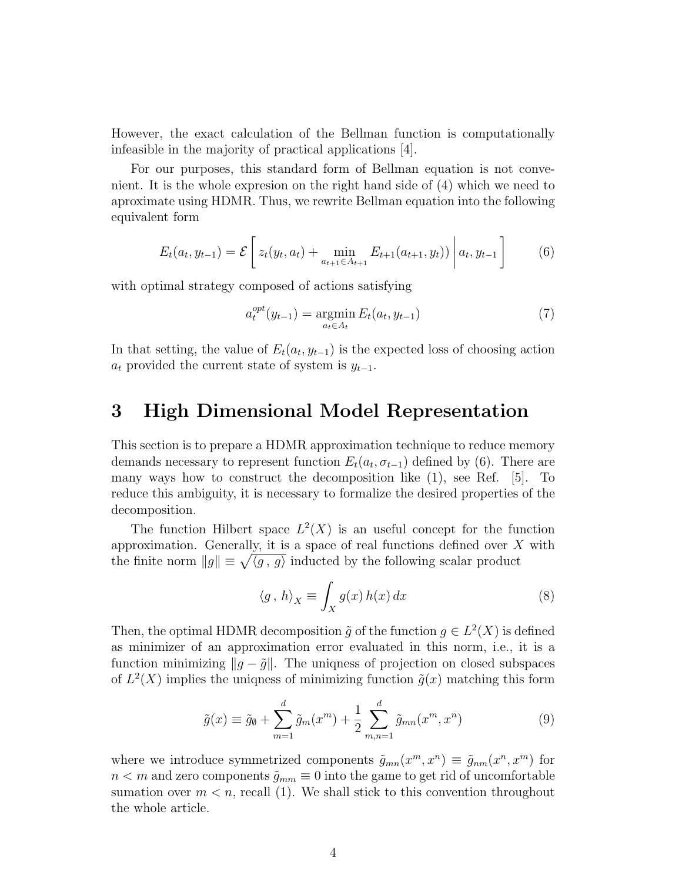However, the exact calculation of the Bellman function is computationally infeasible in the majority of practical applications [4].

For our purposes, this standard form of Bellman equation is not convenient. It is the whole expresion on the right hand side of (4) which we need to aproximate using HDMR. Thus, we rewrite Bellman equation into the following equivalent form

$$E_t(a_t, y_{t-1}) = \mathcal{E}\left[ z_t(y_t, a_t) + \min_{a_{t+1} \in A_{t+1}} E_{t+1}(a_{t+1}, y_t)) \,\middle|\, a_t, y_{t-1} \right] \tag{6}$$

with optimal strategy composed of actions satisfying

$$a_t^{opt}(y_{t-1}) = \operatorname*{argmin}_{a_t \in A_t} E_t(a_t, y_{t-1}) \tag{7}$$

In that setting, the value of $E_t(a_t, y_{t-1})$ is the expected loss of choosing action $a_t$ provided the current state of system is $y_{t-1}$.

## 3 High Dimensional Model Representation

This section is to prepare a HDMR approximation technique to reduce memory demands necessary to represent function $E_t(a_t, \sigma_{t-1})$ defined by (6). There are many ways how to construct the decomposition like (1), see Ref. [5]. To reduce this ambiguity, it is necessary to formalize the desired properties of the decomposition.

The function Hilbert space $L^2(X)$ is an useful concept for the function approximation. Generally, it is a space of real functions defined over $X$ with the finite norm $\|g\| \equiv \sqrt{\langle g\,,\, g\rangle}$ inducted by the following scalar product

$$\langle g\,,\, h\rangle_X \equiv \int_X g(x)\, h(x)\, dx \tag{8}$$

Then, the optimal HDMR decomposition $\tilde{g}$ of the function $g \in L^2(X)$ is defined as minimizer of an approximation error evaluated in this norm, i.e., it is a function minimizing $\|g - \tilde{g}\|$. The uniqness of projection on closed subspaces of $L^2(X)$ implies the uniqness of minimizing function $\tilde{g}(x)$ matching this form

$$\tilde{g}(x) \equiv \tilde{g}_\emptyset + \sum_{m=1}^{d} \tilde{g}_m(x^m) + \frac{1}{2} \sum_{m,n=1}^{d} \tilde{g}_{mn}(x^m, x^n) \tag{9}$$

where we introduce symmetrized components $\tilde{g}_{mn}(x^m, x^n) \equiv \tilde{g}_{nm}(x^n, x^m)$ for $n < m$ and zero components $\tilde{g}_{mm} \equiv 0$ into the game to get rid of uncomfortable sumation over $m < n$, recall (1). We shall stick to this convention throughout the whole article.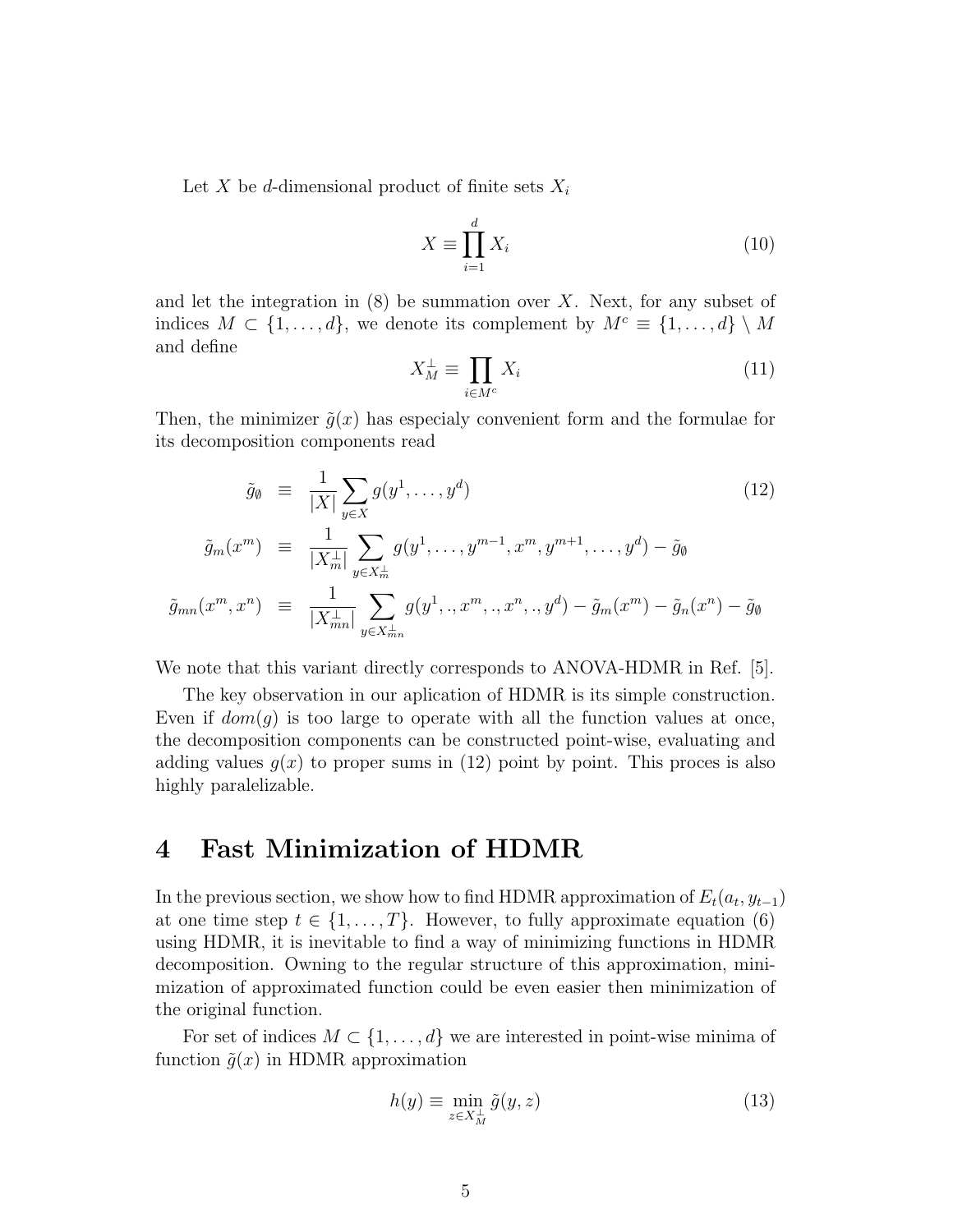Let $X$ be $d$-dimensional product of finite sets $X_i$

$$X \equiv \prod_{i=1}^{d} X_i \tag{10}$$

and let the integration in (8) be summation over $X$. Next, for any subset of indices $M \subset \{1, \ldots, d\}$, we denote its complement by $M^c \equiv \{1, \ldots, d\} \setminus M$ and define

$$X_M^{\perp} \equiv \prod_{i \in M^c} X_i \tag{11}$$

Then, the minimizer $\tilde{g}(x)$ has especialy convenient form and the formulae for its decomposition components read

$$
\begin{aligned}
\tilde{g}_{\emptyset} &\equiv \frac{1}{|X|} \sum_{y \in X} g(y^1, \ldots, y^d) \qquad (12)\\
\tilde{g}_m(x^m) &\equiv \frac{1}{|X_m^{\perp}|} \sum_{y \in X_m^{\perp}} g(y^1, \ldots, y^{m-1}, x^m, y^{m+1}, \ldots, y^d) - \tilde{g}_{\emptyset} \\
\tilde{g}_{mn}(x^m, x^n) &\equiv \frac{1}{|X_{mn}^{\perp}|} \sum_{y \in X_{mn}^{\perp}} g(y^1, ., x^m, ., x^n, ., y^d) - \tilde{g}_m(x^m) - \tilde{g}_n(x^n) - \tilde{g}_{\emptyset}
\end{aligned}
$$

We note that this variant directly corresponds to ANOVA-HDMR in Ref. [5].

The key observation in our aplication of HDMR is its simple construction. Even if $dom(g)$ is too large to operate with all the function values at once, the decomposition components can be constructed point-wise, evaluating and adding values $g(x)$ to proper sums in (12) point by point. This proces is also highly paralelizable.

# 4 Fast Minimization of HDMR

In the previous section, we show how to find HDMR approximation of $E_t(a_t, y_{t-1})$ at one time step $t \in \{1, \ldots, T\}$. However, to fully approximate equation (6) using HDMR, it is inevitable to find a way of minimizing functions in HDMR decomposition. Owning to the regular structure of this approximation, minimization of approximated function could be even easier then minimization of the original function.

For set of indices $M \subset \{1, \ldots, d\}$ we are interested in point-wise minima of function $\tilde{g}(x)$ in HDMR approximation

$$h(y) \equiv \min_{z \in X_M^{\perp}} \tilde{g}(y, z) \tag{13}$$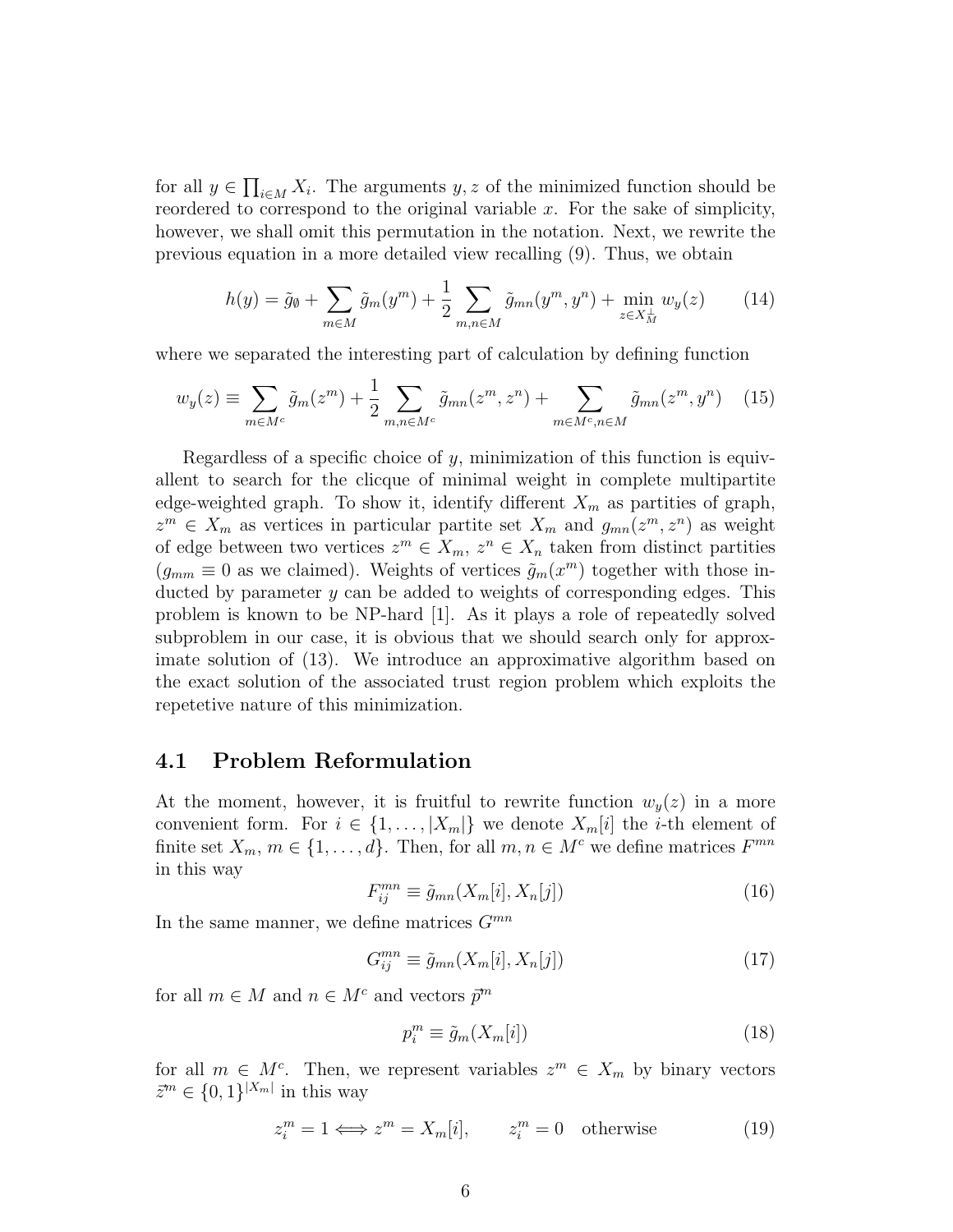for all $y \in \prod_{i \in M} X_i$. The arguments $y, z$ of the minimized function should be reordered to correspond to the original variable $x$. For the sake of simplicity, however, we shall omit this permutation in the notation. Next, we rewrite the previous equation in a more detailed view recalling (9). Thus, we obtain

$$h(y) = \tilde{g}_\emptyset + \sum_{m \in M} \tilde{g}_m(y^m) + \frac{1}{2} \sum_{m,n \in M} \tilde{g}_{mn}(y^m, y^n) + \min_{z \in X_M^\perp} w_y(z) \tag{14}$$

where we separated the interesting part of calculation by defining function

$$w_y(z) \equiv \sum_{m \in M^c} \tilde{g}_m(z^m) + \frac{1}{2} \sum_{m,n \in M^c} \tilde{g}_{mn}(z^m, z^n) + \sum_{m \in M^c, n \in M} \tilde{g}_{mn}(z^m, y^n) \tag{15}$$

Regardless of a specific choice of $y$, minimization of this function is equivallent to search for the clicque of minimal weight in complete multipartite edge-weighted graph. To show it, identify different $X_m$ as partities of graph, $z^m \in X_m$ as vertices in particular partite set $X_m$ and $g_{mn}(z^m, z^n)$ as weight of edge between two vertices $z^m \in X_m$, $z^n \in X_n$ taken from distinct partities ($g_{mm} \equiv 0$ as we claimed). Weights of vertices $\tilde{g}_m(x^m)$ together with those inducted by parameter $y$ can be added to weights of corresponding edges. This problem is known to be NP-hard [1]. As it plays a role of repeatedly solved subproblem in our case, it is obvious that we should search only for approximate solution of (13). We introduce an approximative algorithm based on the exact solution of the associated trust region problem which exploits the repetetive nature of this minimization.

## 4.1 Problem Reformulation

At the moment, however, it is fruitful to rewrite function $w_y(z)$ in a more convenient form. For $i \in \{1, \ldots, |X_m|\}$ we denote $X_m[i]$ the $i$-th element of finite set $X_m$, $m \in \{1, \ldots, d\}$. Then, for all $m, n \in M^c$ we define matrices $F^{mn}$ in this way

$$F^{mn}_{ij} \equiv \tilde{g}_{mn}(X_m[i], X_n[j]) \tag{16}$$

In the same manner, we define matrices $G^{mn}$

$$G^{mn}_{ij} \equiv \tilde{g}_{mn}(X_m[i], X_n[j]) \tag{17}$$

for all $m \in M$ and $n \in M^c$ and vectors $\vec{p}^m$

$$p^m_i \equiv \tilde{g}_m(X_m[i]) \tag{18}$$

for all $m \in M^c$. Then, we represent variables $z^m \in X_m$ by binary vectors $\vec{z}^m \in \{0, 1\}^{|X_m|}$ in this way

$$z^m_i = 1 \Longleftrightarrow z^m = X_m[i], \qquad z^m_i = 0 \quad \text{otherwise} \tag{19}$$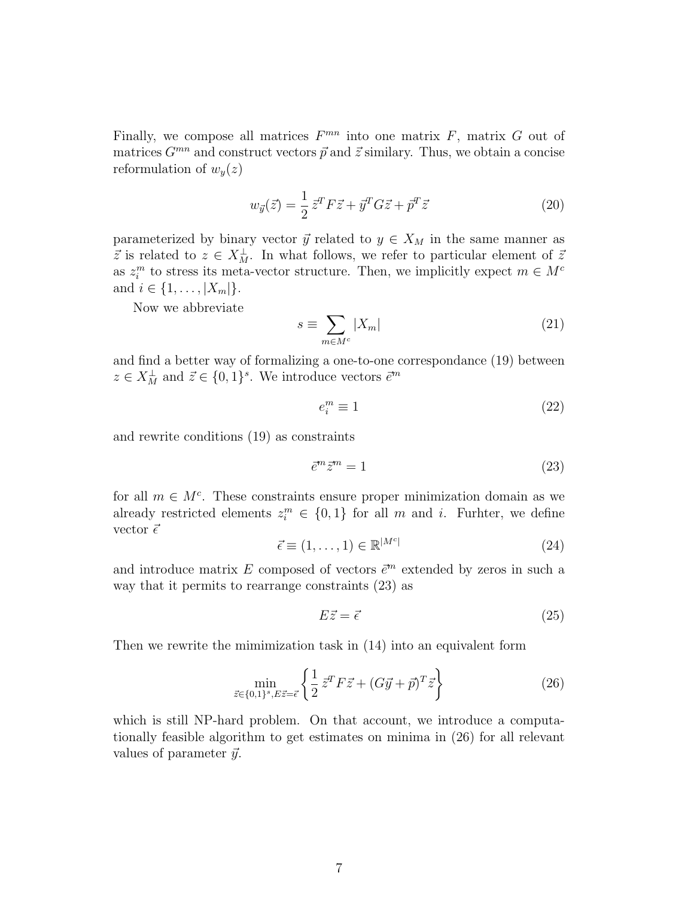Finally, we compose all matrices $F^{mn}$ into one matrix $F$, matrix $G$ out of matrices $G^{mn}$ and construct vectors $\vec{p}$ and $\vec{z}$ similary. Thus, we obtain a concise reformulation of $w_y(z)$

$$w_{\vec{y}}(\vec{z}) = \frac{1}{2}\,\vec{z}^T F \vec{z} + \vec{y}^T G \vec{z} + \vec{p}^T \vec{z} \tag{20}$$

parameterized by binary vector $\vec{y}$ related to $y \in X_M$ in the same manner as $\vec{z}$ is related to $z \in X_M^{\perp}$. In what follows, we refer to particular element of $\vec{z}$ as $z_i^m$ to stress its meta-vector structure. Then, we implicitly expect $m \in M^c$ and $i \in \{1, \ldots, |X_m|\}$.

Now we abbreviate

$$s \equiv \sum_{m \in M^c} |X_m| \tag{21}$$

and find a better way of formalizing a one-to-one correspondance (19) between $z \in X_M^{\perp}$ and $\vec{z} \in \{0,1\}^s$. We introduce vectors $\vec{e}^m$

$$e_i^m \equiv 1 \tag{22}$$

and rewrite conditions (19) as constraints

$$\vec{e}^m \vec{z}^m = 1 \tag{23}$$

for all $m \in M^c$. These constraints ensure proper minimization domain as we already restricted elements $z_i^m \in \{0,1\}$ for all $m$ and $i$. Furhter, we define vector $\vec{\epsilon}$

$$\vec{\epsilon} \equiv (1, \ldots, 1) \in \mathbb{R}^{|M^c|} \tag{24}$$

and introduce matrix $E$ composed of vectors $\vec{e}^m$ extended by zeros in such a way that it permits to rearrange constraints (23) as

$$E\vec{z} = \vec{\epsilon} \tag{25}$$

Then we rewrite the mimimization task in (14) into an equivalent form

$$\min_{\vec{z} \in \{0,1\}^s, E\vec{z} = \vec{\epsilon}} \left\{ \frac{1}{2}\,\vec{z}^T F \vec{z} + (G\vec{y} + \vec{p})^T \vec{z} \right\} \tag{26}$$

which is still NP-hard problem. On that account, we introduce a computationally feasible algorithm to get estimates on minima in (26) for all relevant values of parameter $\vec{y}$.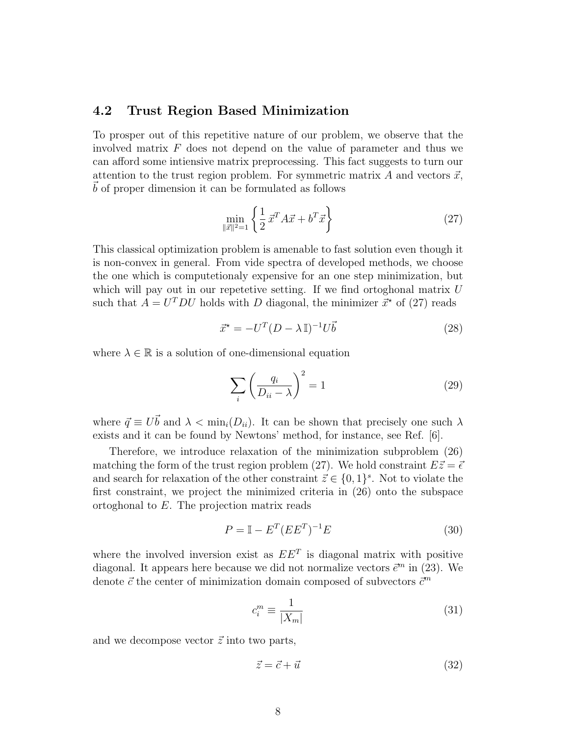### 4.2 Trust Region Based Minimization

To prosper out of this repetitive nature of our problem, we observe that the involved matrix $F$ does not depend on the value of parameter and thus we can afford some intiensive matrix preprocessing. This fact suggests to turn our attention to the trust region problem. For symmetric matrix $A$ and vectors $\vec{x}$, $\vec{b}$ of proper dimension it can be formulated as follows

$$\min_{\|\vec{x}\|^2=1} \left\{ \frac{1}{2}\, \vec{x}^T A \vec{x} + b^T \vec{x} \right\} \tag{27}$$

This classical optimization problem is amenable to fast solution even though it is non-convex in general. From vide spectra of developed methods, we choose the one which is computetionaly expensive for an one step minimization, but which will pay out in our repetetive setting. If we find ortoghonal matrix $U$ such that $A = U^T D U$ holds with $D$ diagonal, the minimizer $\vec{x}^\star$ of (27) reads

$$\vec{x}^\star = -U^T (D - \lambda\, \mathbb{I})^{-1} U \vec{b} \tag{28}$$

where $\lambda \in \mathbb{R}$ is a solution of one-dimensional equation

$$\sum_i \left( \frac{q_i}{D_{ii} - \lambda} \right)^2 = 1 \tag{29}$$

where $\vec{q} \equiv U\vec{b}$ and $\lambda < \min_i(D_{ii})$. It can be shown that precisely one such $\lambda$ exists and it can be found by Newtons' method, for instance, see Ref. [6].

Therefore, we introduce relaxation of the minimization subproblem (26) matching the form of the trust region problem (27). We hold constraint $E\vec{z} = \vec{\epsilon}$ and search for relaxation of the other constraint $\vec{z} \in \{0, 1\}^s$. Not to violate the first constraint, we project the minimized criteria in (26) onto the subspace ortoghonal to $E$. The projection matrix reads

$$P = \mathbb{I} - E^T (E E^T)^{-1} E \tag{30}$$

where the involved inversion exist as $EE^T$ is diagonal matrix with positive diagonal. It appears here because we did not normalize vectors $\vec{e}^m$ in (23). We denote $\vec{c}$ the center of minimization domain composed of subvectors $\vec{c}^m$

$$c_i^m \equiv \frac{1}{|X_m|} \tag{31}$$

and we decompose vector $\vec{z}$ into two parts,

$$\vec{z} = \vec{c} + \vec{u} \tag{32}$$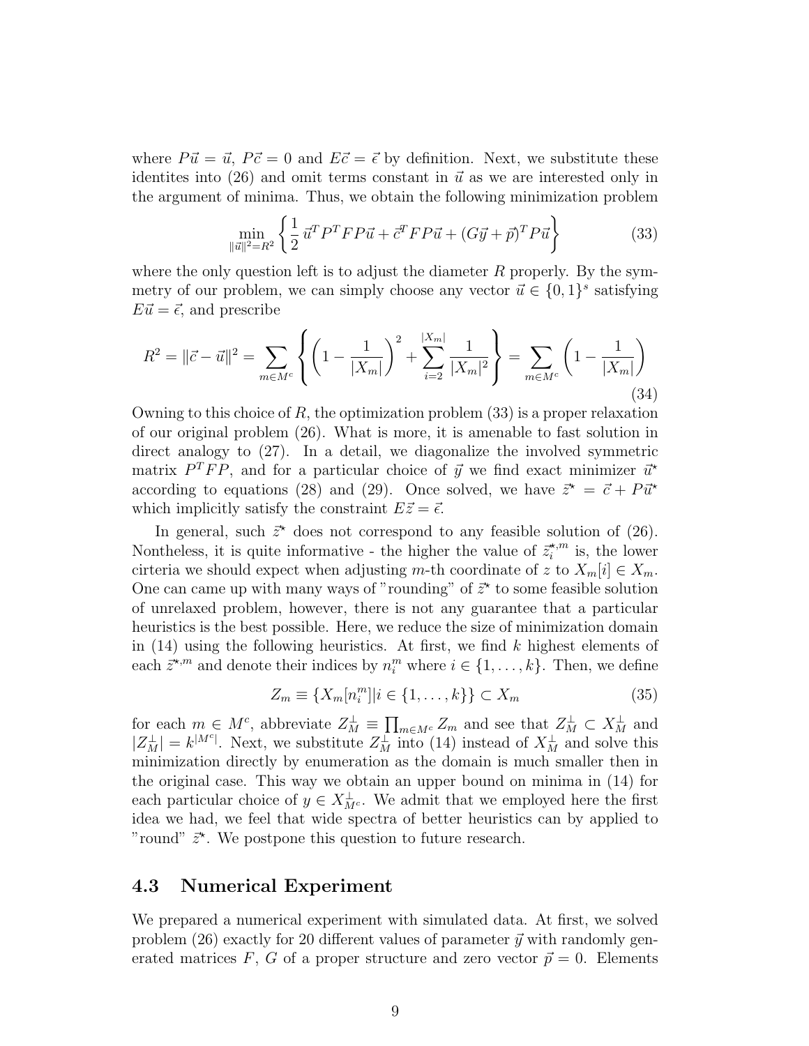where $P\vec{u} = \vec{u}$, $P\vec{c} = 0$ and $E\vec{c} = \vec{\epsilon}$ by definition. Next, we substitute these identites into (26) and omit terms constant in $\vec{u}$ as we are interested only in the argument of minima. Thus, we obtain the following minimization problem

$$\min_{\|\vec{u}\|^2 = R^2} \left\{ \frac{1}{2}\,\vec{u}^T P^T F P \vec{u} + \vec{c}^T F P \vec{u} + (G\vec{y} + \vec{p})^T P \vec{u} \right\} \tag{33}$$

where the only question left is to adjust the diameter $R$ properly. By the symmetry of our problem, we can simply choose any vector $\vec{u} \in \{0,1\}^s$ satisfying $E\vec{u} = \vec{\epsilon}$, and prescribe

$$R^2 = \|\vec{c} - \vec{u}\|^2 = \sum_{m \in M^c} \left\{ \left(1 - \frac{1}{|X_m|}\right)^2 + \sum_{i=2}^{|X_m|} \frac{1}{|X_m|^2} \right\} = \sum_{m \in M^c} \left(1 - \frac{1}{|X_m|}\right) \tag{34}$$

Owning to this choice of $R$, the optimization problem (33) is a proper relaxation of our original problem (26). What is more, it is amenable to fast solution in direct analogy to (27). In a detail, we diagonalize the involved symmetric matrix $P^T F P$, and for a particular choice of $\vec{y}$ we find exact minimizer $\vec{u}^\star$ according to equations (28) and (29). Once solved, we have $\vec{z}^\star = \vec{c} + P\vec{u}^\star$ which implicitly satisfy the constraint $E\vec{z} = \vec{\epsilon}$.

In general, such $\vec{z}^\star$ does not correspond to any feasible solution of (26). Nontheless, it is quite informative - the higher the value of $\vec{z}_i^{\star,m}$ is, the lower cirteria we should expect when adjusting $m$-th coordinate of $z$ to $X_m[i] \in X_m$. One can came up with many ways of "rounding" of $\vec{z}^\star$ to some feasible solution of unrelaxed problem, however, there is not any guarantee that a particular heuristics is the best possible. Here, we reduce the size of minimization domain in (14) using the following heuristics. At first, we find $k$ highest elements of each $\vec{z}^{\star,m}$ and denote their indices by $n_i^m$ where $i \in \{1, \ldots, k\}$. Then, we define

$$Z_m \equiv \{X_m[n_i^m] | i \in \{1, \ldots, k\}\} \subset X_m \tag{35}$$

for each $m \in M^c$, abbreviate $Z_M^\perp \equiv \prod_{m \in M^c} Z_m$ and see that $Z_M^\perp \subset X_M^\perp$ and $|Z_M^\perp| = k^{|M^c|}$. Next, we substitute $Z_M^\perp$ into (14) instead of $X_M^\perp$ and solve this minimization directly by enumeration as the domain is much smaller then in the original case. This way we obtain an upper bound on minima in (14) for each particular choice of $y \in X_{M^c}^\perp$. We admit that we employed here the first idea we had, we feel that wide spectra of better heuristics can by applied to "round" $\vec{z}^\star$. We postpone this question to future research.

### 4.3 Numerical Experiment

We prepared a numerical experiment with simulated data. At first, we solved problem (26) exactly for 20 different values of parameter $\vec{y}$ with randomly generated matrices $F$, $G$ of a proper structure and zero vector $\vec{p} = 0$. Elements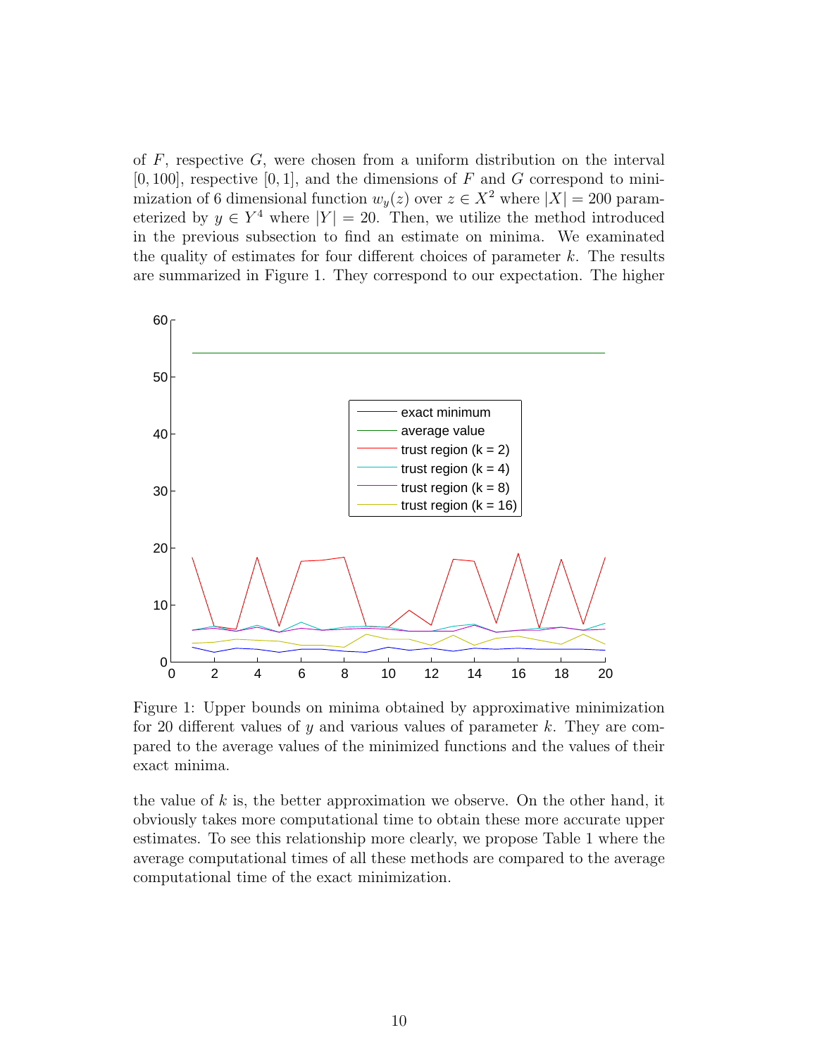of $F$, respective $G$, were chosen from a uniform distribution on the interval $[0, 100]$, respective $[0, 1]$, and the dimensions of $F$ and $G$ correspond to minimization of 6 dimensional function $w_y(z)$ over $z \in X^2$ where $|X| = 200$ parameterized by $y \in Y^4$ where $|Y| = 20$. Then, we utilize the method introduced in the previous subsection to find an estimate on minima. We examinated the quality of estimates for four different choices of parameter $k$. The results are summarized in Figure 1. They correspond to our expectation. The higher

Figure 1: Upper bounds on minima obtained by approximative minimization for 20 different values of $y$ and various values of parameter $k$. They are compared to the average values of the minimized functions and the values of their exact minima.

the value of $k$ is, the better approximation we observe. On the other hand, it obviously takes more computational time to obtain these more accurate upper estimates. To see this relationship more clearly, we propose Table 1 where the average computational times of all these methods are compared to the average computational time of the exact minimization.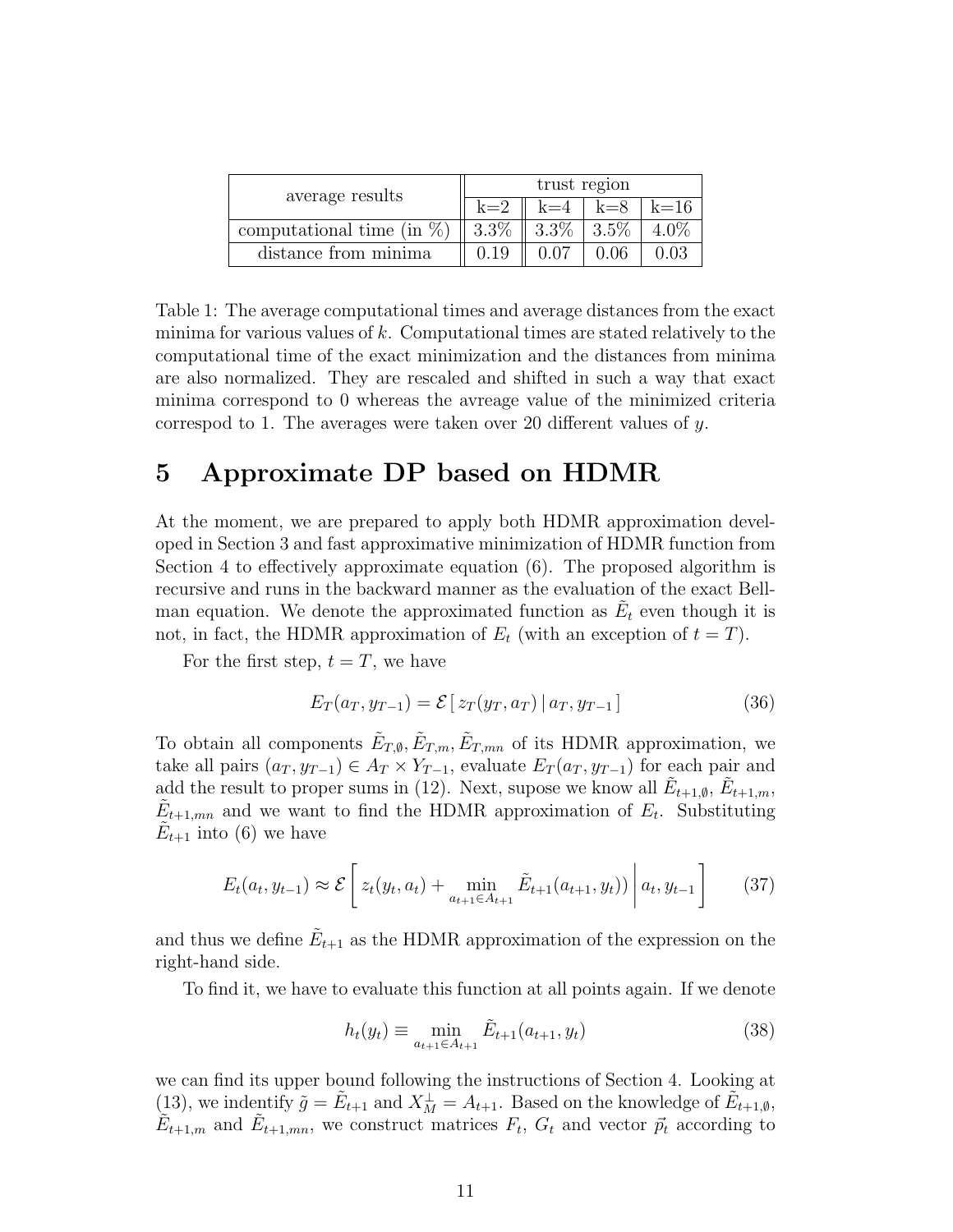| average results | trust region | | | |
|---|---|---|---|---|
| | k=2 | k=4 | k=8 | k=16 |
| computational time (in %) | 3.3% | 3.3% | 3.5% | 4.0% |
| distance from minima | 0.19 | 0.07 | 0.06 | 0.03 |

Table 1: The average computational times and average distances from the exact minima for various values of $k$. Computational times are stated relatively to the computational time of the exact minimization and the distances from minima are also normalized. They are rescaled and shifted in such a way that exact minima correspond to 0 whereas the avreage value of the minimized criteria correspod to 1. The averages were taken over 20 different values of $y$.

# 5 Approximate DP based on HDMR

At the moment, we are prepared to apply both HDMR approximation developed in Section 3 and fast approximative minimization of HDMR function from Section 4 to effectively approximate equation (6). The proposed algorithm is recursive and runs in the backward manner as the evaluation of the exact Bellman equation. We denote the approximated function as $\tilde{E}_t$ even though it is not, in fact, the HDMR approximation of $E_t$ (with an exception of $t = T$).

For the first step, $t = T$, we have

$$E_T(a_T, y_{T-1}) = \mathcal{E}\left[\, z_T(y_T, a_T) \,|\, a_T, y_{T-1} \,\right] \tag{36}$$

To obtain all components $\tilde{E}_{T,\emptyset}, \tilde{E}_{T,m}, \tilde{E}_{T,mn}$ of its HDMR approximation, we take all pairs $(a_T, y_{T-1}) \in A_T \times Y_{T-1}$, evaluate $E_T(a_T, y_{T-1})$ for each pair and add the result to proper sums in (12). Next, supose we know all $\tilde{E}_{t+1,\emptyset}$, $\tilde{E}_{t+1,m}$, $\tilde{E}_{t+1,mn}$ and we want to find the HDMR approximation of $E_t$. Substituting $\tilde{E}_{t+1}$ into (6) we have

$$E_t(a_t, y_{t-1}) \approx \mathcal{E}\left[ z_t(y_t, a_t) + \min_{a_{t+1} \in A_{t+1}} \tilde{E}_{t+1}(a_{t+1}, y_t)) \,\middle|\, a_t, y_{t-1} \right] \tag{37}$$

and thus we define $\tilde{E}_{t+1}$ as the HDMR approximation of the expression on the right-hand side.

To find it, we have to evaluate this function at all points again. If we denote

$$h_t(y_t) \equiv \min_{a_{t+1} \in A_{t+1}} \tilde{E}_{t+1}(a_{t+1}, y_t) \tag{38}$$

we can find its upper bound following the instructions of Section 4. Looking at (13), we indentify $\tilde{g} = \tilde{E}_{t+1}$ and $X_M^{\perp} = A_{t+1}$. Based on the knowledge of $\tilde{E}_{t+1,\emptyset}$, $\tilde{E}_{t+1,m}$ and $\tilde{E}_{t+1,mn}$, we construct matrices $F_t$, $G_t$ and vector $\vec{p}_t$ according to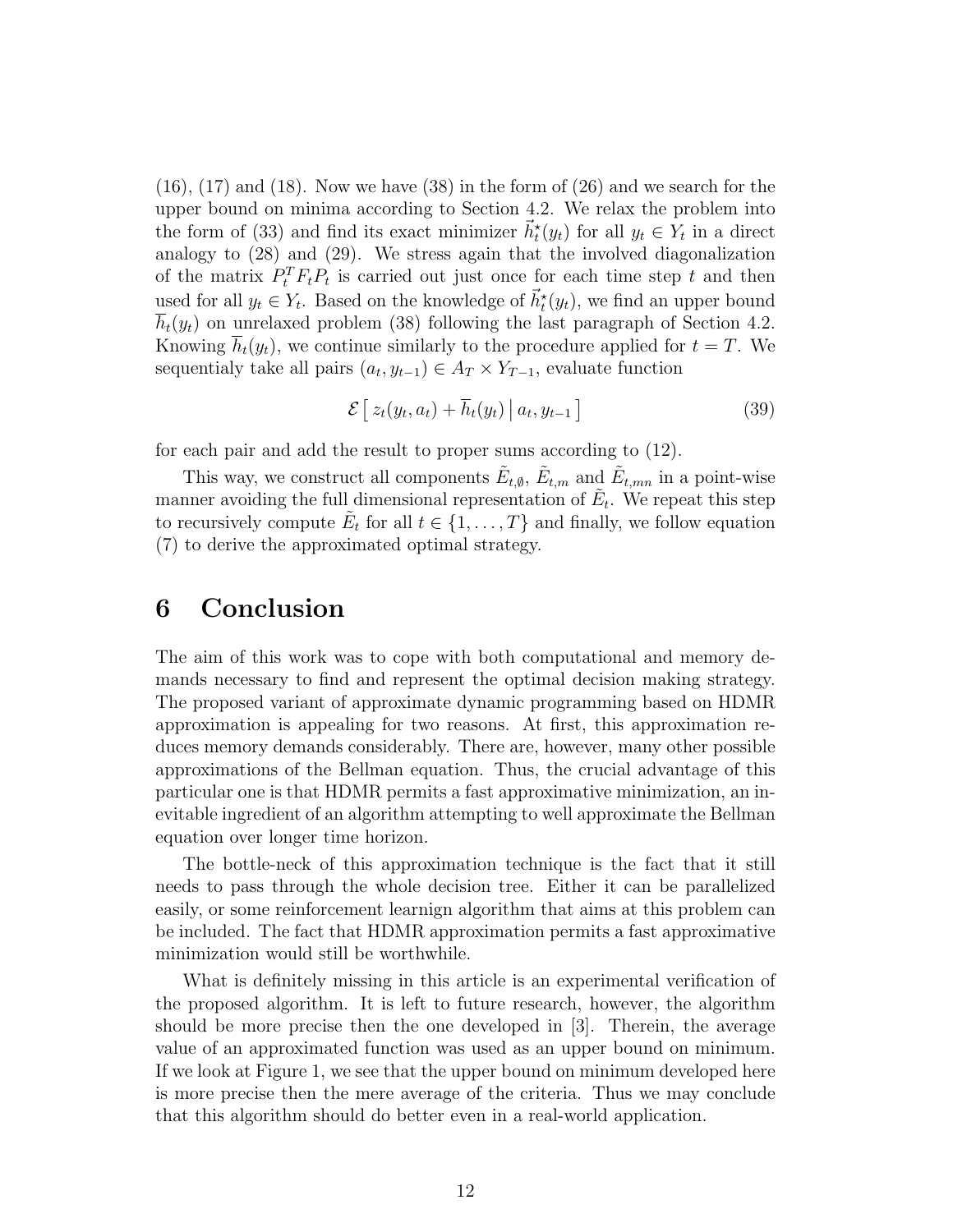(16), (17) and (18). Now we have (38) in the form of (26) and we search for the upper bound on minima according to Section 4.2. We relax the problem into the form of (33) and find its exact minimizer $\vec{h}_t^\star(y_t)$ for all $y_t \in Y_t$ in a direct analogy to (28) and (29). We stress again that the involved diagonalization of the matrix $P_t^T F_t P_t$ is carried out just once for each time step $t$ and then used for all $y_t \in Y_t$. Based on the knowledge of $\vec{h}_t^\star(y_t)$, we find an upper bound $\overline{h}_t(y_t)$ on unrelaxed problem (38) following the last paragraph of Section 4.2. Knowing $\overline{h}_t(y_t)$, we continue similarly to the procedure applied for $t = T$. We sequentialy take all pairs $(a_t, y_{t-1}) \in A_T \times Y_{T-1}$, evaluate function

$$\mathcal{E}\left[\, z_t(y_t, a_t) + \overline{h}_t(y_t) \,\middle|\, a_t, y_{t-1} \,\right] \tag{39}$$

for each pair and add the result to proper sums according to (12).

This way, we construct all components $\tilde{E}_{t,\emptyset}$, $\tilde{E}_{t,m}$ and $\tilde{E}_{t,mn}$ in a point-wise manner avoiding the full dimensional representation of $\tilde{E}_t$. We repeat this step to recursively compute $\tilde{E}_t$ for all $t \in \{1, \ldots, T\}$ and finally, we follow equation (7) to derive the approximated optimal strategy.

# 6 Conclusion

The aim of this work was to cope with both computational and memory demands necessary to find and represent the optimal decision making strategy. The proposed variant of approximate dynamic programming based on HDMR approximation is appealing for two reasons. At first, this approximation reduces memory demands considerably. There are, however, many other possible approximations of the Bellman equation. Thus, the crucial advantage of this particular one is that HDMR permits a fast approximative minimization, an inevitable ingredient of an algorithm attempting to well approximate the Bellman equation over longer time horizon.

The bottle-neck of this approximation technique is the fact that it still needs to pass through the whole decision tree. Either it can be parallelized easily, or some reinforcement learnign algorithm that aims at this problem can be included. The fact that HDMR approximation permits a fast approximative minimization would still be worthwhile.

What is definitely missing in this article is an experimental verification of the proposed algorithm. It is left to future research, however, the algorithm should be more precise then the one developed in [3]. Therein, the average value of an approximated function was used as an upper bound on minimum. If we look at Figure 1, we see that the upper bound on minimum developed here is more precise then the mere average of the criteria. Thus we may conclude that this algorithm should do better even in a real-world application.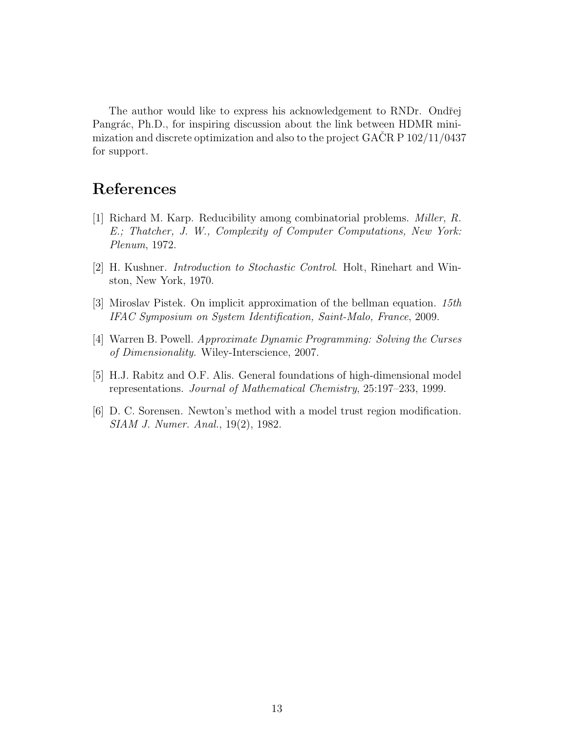The author would like to express his acknowledgement to RNDr. Ondřej Pangrác, Ph.D., for inspiring discussion about the link between HDMR minimization and discrete optimization and also to the project GAČR P 102/11/0437 for support.

# References

[1] Richard M. Karp. Reducibility among combinatorial problems. *Miller, R. E.; Thatcher, J. W., Complexity of Computer Computations, New York: Plenum*, 1972.

[2] H. Kushner. *Introduction to Stochastic Control*. Holt, Rinehart and Winston, New York, 1970.

[3] Miroslav Pistek. On implicit approximation of the bellman equation. *15th IFAC Symposium on System Identification, Saint-Malo, France*, 2009.

[4] Warren B. Powell. *Approximate Dynamic Programming: Solving the Curses of Dimensionality.* Wiley-Interscience, 2007.

[5] H.J. Rabitz and O.F. Alis. General foundations of high-dimensional model representations. *Journal of Mathematical Chemistry*, 25:197–233, 1999.

[6] D. C. Sorensen. Newton's method with a model trust region modification. *SIAM J. Numer. Anal.*, 19(2), 1982.